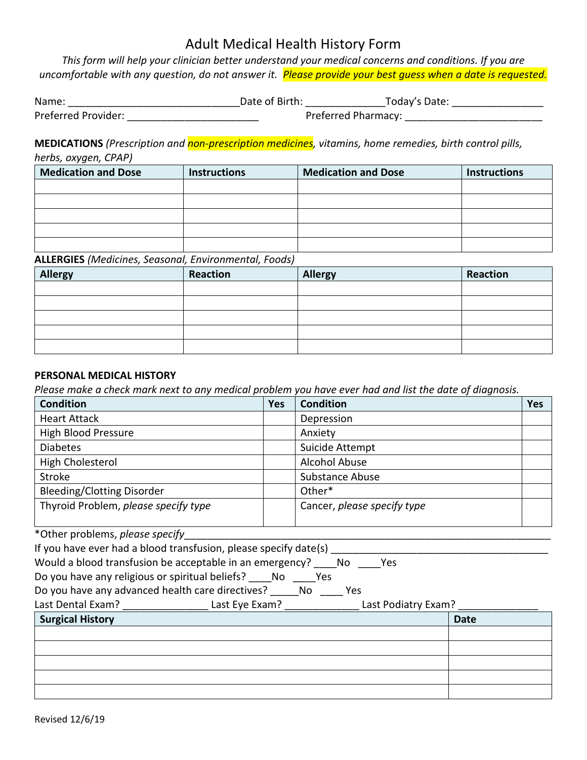# Adult Medical Health History Form

*This form will help your clinician better understand your medical concerns and conditions. If you are uncomfortable with any question, do not answer it. Please provide your best guess when a date is requested.*

Name: ______________________________ Date of Birth: ______________ Today's Date: ________________

Preferred Provider: _______________________ Preferred Pharmacy: ________________________

**MEDICATIONS** *(Prescription and non-prescription medicines, vitamins, home remedies, birth control pills, herbs, oxygen, CPAP)*

| Medication and Dose | Instructions | Medication and Dose | Instructions |
|---|---|---|---|
| | | | |
| | | | |
| | | | |
| | | | |
| | | | |

**ALLERGIES** *(Medicines, Seasonal, Environmental, Foods)*

| Allergy | Reaction | Allergy | Reaction |
|---|---|---|---|
| | | | |
| | | | |
| | | | |
| | | | |
| | | | |

**PERSONAL MEDICAL HISTORY**

*Please make a check mark next to any medical problem you have ever had and list the date of diagnosis.*

| Condition | Yes | Condition | Yes |
|---|---|---|---|
| Heart Attack | | Depression | |
| High Blood Pressure | | Anxiety | |
| Diabetes | | Suicide Attempt | |
| High Cholesterol | | Alcohol Abuse | |
| Stroke | | Substance Abuse | |
| Bleeding/Clotting Disorder | | Other* | |
| Thyroid Problem, *please specify type* | | Cancer, *please specify type* | |

*Other problems, *please specify*_____________________________________________________________________

If you have ever had a blood transfusion, please specify date(s) _______________________________________

Would a blood transfusion be acceptable in an emergency? ____No ____Yes

Do you have any religious or spiritual beliefs? ____No ____Yes

Do you have any advanced health care directives? _____No ____ Yes

Last Dental Exam? _______________ Last Eye Exam? _____________ Last Podiatry Exam? _____________

| Surgical History | Date |
|---|---|
| | |
| | |
| | |
| | |
| | |

Revised 12/6/19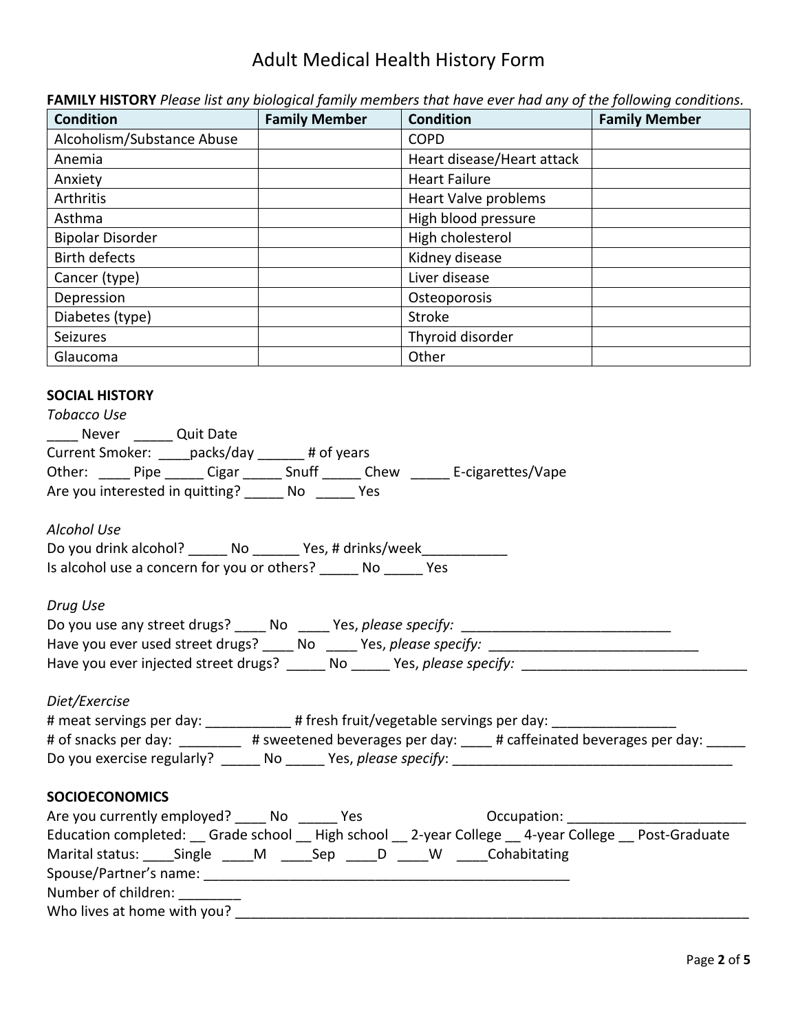# Adult Medical Health History Form

**FAMILY HISTORY** *Please list any biological family members that have ever had any of the following conditions.*

| Condition | Family Member | Condition | Family Member |
|---|---|---|---|
| Alcoholism/Substance Abuse | | COPD | |
| Anemia | | Heart disease/Heart attack | |
| Anxiety | | Heart Failure | |
| Arthritis | | Heart Valve problems | |
| Asthma | | High blood pressure | |
| Bipolar Disorder | | High cholesterol | |
| Birth defects | | Kidney disease | |
| Cancer (type) | | Liver disease | |
| Depression | | Osteoporosis | |
| Diabetes (type) | | Stroke | |
| Seizures | | Thyroid disorder | |
| Glaucoma | | Other | |

**SOCIAL HISTORY**

*Tobacco Use*

____ Never _____ Quit Date

Current Smoker: ____packs/day ______ # of years

Other: ____ Pipe _____ Cigar _____ Snuff _____ Chew _____ E-cigarettes/Vape

Are you interested in quitting? _____ No _____ Yes

*Alcohol Use*

Do you drink alcohol? _____ No ______ Yes, # drinks/week___________

Is alcohol use a concern for you or others? _____ No _____ Yes

*Drug Use*

Do you use any street drugs? ____ No ____ Yes, *please specify:* ___________________________

Have you ever used street drugs? ____ No ____ Yes, *please specify:* ___________________________

Have you ever injected street drugs? _____ No _____ Yes, *please specify:* _____________________________

*Diet/Exercise*

# meat servings per day: ___________ # fresh fruit/vegetable servings per day: ________________

# of snacks per day: ________ # sweetened beverages per day: ____ # caffeinated beverages per day: _____

Do you exercise regularly? _____ No _____ Yes, *please specify*: _____________________________________

**SOCIOECONOMICS**

Are you currently employed? ____ No _____ Yes Occupation: _______________________

Education completed: __ Grade school __ High school __ 2-year College __ 4-year College __ Post-Graduate

Marital status: ____Single ____M ____Sep ____D ____W ____Cohabitating

Spouse/Partner's name: ________________________________________________

Number of children: ________

Who lives at home with you? _________________________________________________________________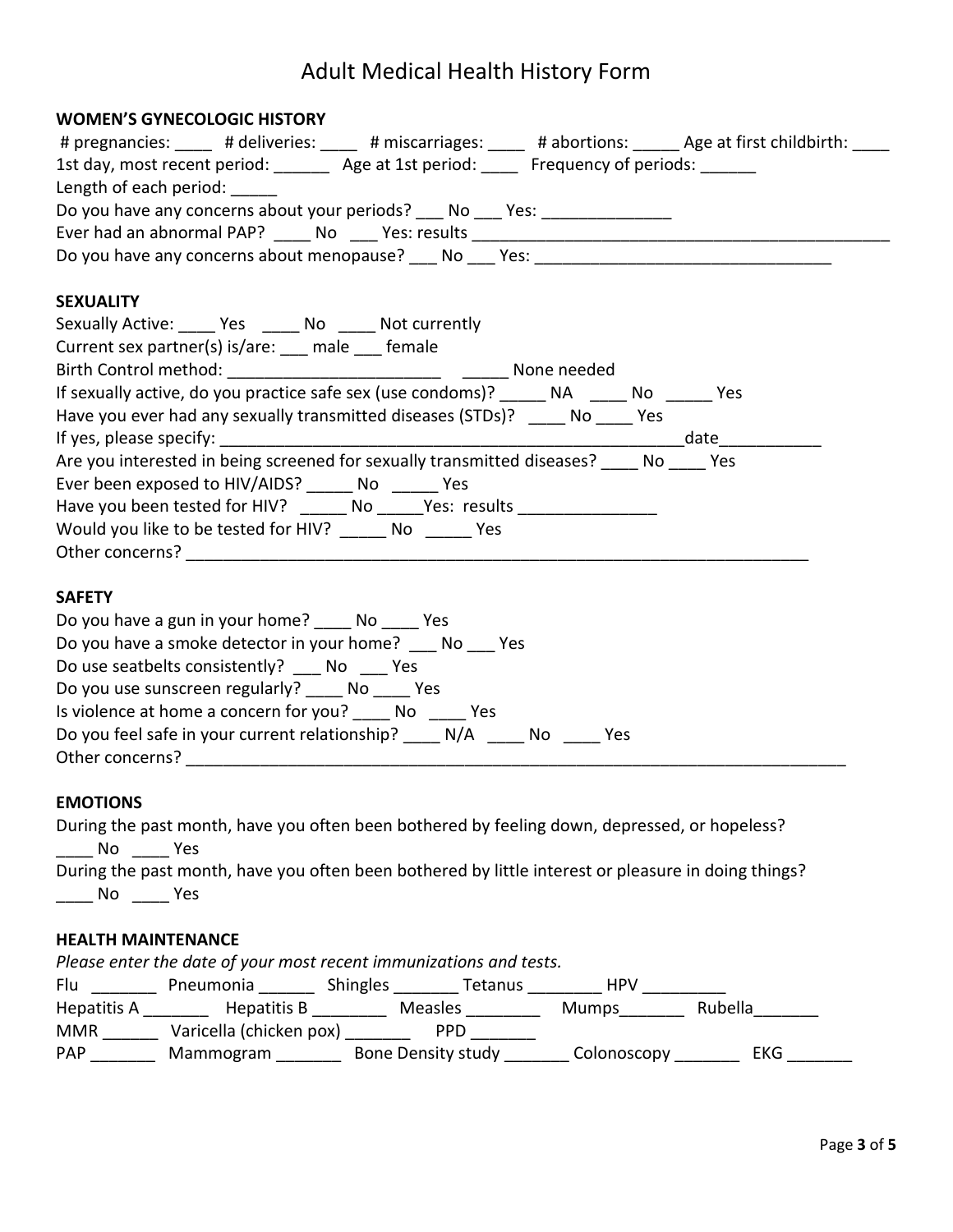# Adult Medical Health History Form

## WOMEN'S GYNECOLOGIC HISTORY

# pregnancies: ____ # deliveries: ____ # miscarriages: ____ # abortions: _____ Age at first childbirth: ____

1st day, most recent period: ______ Age at 1st period: ____ Frequency of periods: ______

Length of each period: _____

Do you have any concerns about your periods? ___ No ___ Yes: ______________

Ever had an abnormal PAP? ____ No ___ Yes: results _______________________________________________

Do you have any concerns about menopause? ___ No ___ Yes: ________________________________

## SEXUALITY

Sexually Active: ____ Yes ____ No ____ Not currently

Current sex partner(s) is/are: ___ male ___ female

Birth Control method: _______________________ _____ None needed

If sexually active, do you practice safe sex (use condoms)? _____ NA ____ No _____ Yes

Have you ever had any sexually transmitted diseases (STDs)? ____ No ____ Yes

If yes, please specify: _____________________________________________________date___________

Are you interested in being screened for sexually transmitted diseases? ____ No ____ Yes

Ever been exposed to HIV/AIDS? _____ No _____ Yes

Have you been tested for HIV? _____ No _____Yes: results _______________

Would you like to be tested for HIV? _____ No _____ Yes

Other concerns? ____________________________________________________________________

## SAFETY

Do you have a gun in your home? ____ No ____ Yes

Do you have a smoke detector in your home? ___ No ___ Yes

Do use seatbelts consistently? ___ No ___ Yes

Do you use sunscreen regularly? ____ No ____ Yes

Is violence at home a concern for you? ____ No ____ Yes

Do you feel safe in your current relationship? ____ N/A ____ No ____ Yes

Other concerns? ________________________________________________________________________

## EMOTIONS

During the past month, have you often been bothered by feeling down, depressed, or hopeless?
____ No ____ Yes

During the past month, have you often been bothered by little interest or pleasure in doing things?
____ No ____ Yes

## HEALTH MAINTENANCE

*Please enter the date of your most recent immunizations and tests.*

Flu _______ Pneumonia ______ Shingles _______ Tetanus ________ HPV _________

Hepatitis A _______ Hepatitis B ________ Measles ________ Mumps_______ Rubella_______

MMR ______ Varicella (chicken pox) _______ PPD _______

PAP _______ Mammogram _______ Bone Density study _______ Colonoscopy _______ EKG _______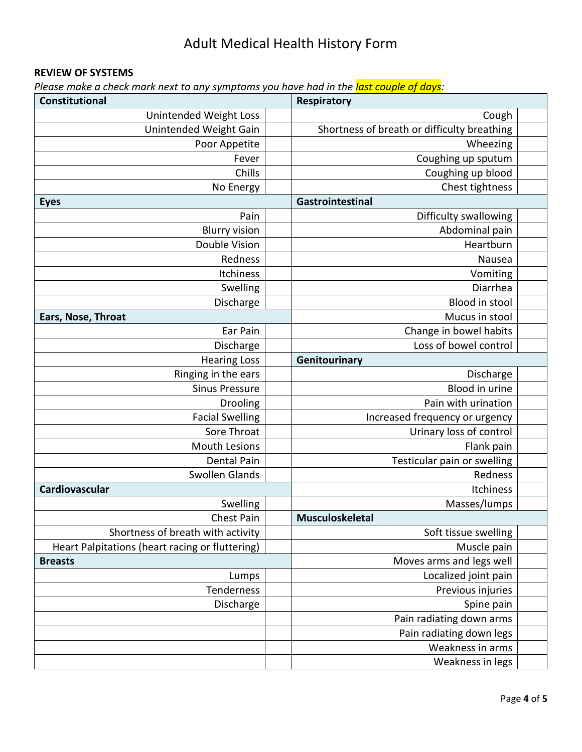# Adult Medical Health History Form

**REVIEW OF SYSTEMS**

*Please make a check mark next to any symptoms you have had in the last couple of days:*

| **Constitutional** | | **Respiratory** | |
|---|---|---|---|
| Unintended Weight Loss | | Cough | |
| Unintended Weight Gain | | Shortness of breath or difficulty breathing | |
| Poor Appetite | | Wheezing | |
| Fever | | Coughing up sputum | |
| Chills | | Coughing up blood | |
| No Energy | | Chest tightness | |
| **Eyes** | | **Gastrointestinal** | |
| Pain | | Difficulty swallowing | |
| Blurry vision | | Abdominal pain | |
| Double Vision | | Heartburn | |
| Redness | | Nausea | |
| Itchiness | | Vomiting | |
| Swelling | | Diarrhea | |
| Discharge | | Blood in stool | |
| **Ears, Nose, Throat** | | Mucus in stool | |
| Ear Pain | | Change in bowel habits | |
| Discharge | | Loss of bowel control | |
| Hearing Loss | | **Genitourinary** | |
| Ringing in the ears | | Discharge | |
| Sinus Pressure | | Blood in urine | |
| Drooling | | Pain with urination | |
| Facial Swelling | | Increased frequency or urgency | |
| Sore Throat | | Urinary loss of control | |
| Mouth Lesions | | Flank pain | |
| Dental Pain | | Testicular pain or swelling | |
| Swollen Glands | | Redness | |
| **Cardiovascular** | | Itchiness | |
| Swelling | | Masses/lumps | |
| Chest Pain | | **Musculoskeletal** | |
| Shortness of breath with activity | | Soft tissue swelling | |
| Heart Palpitations (heart racing or fluttering) | | Muscle pain | |
| **Breasts** | | Moves arms and legs well | |
| Lumps | | Localized joint pain | |
| Tenderness | | Previous injuries | |
| Discharge | | Spine pain | |
| | | Pain radiating down arms | |
| | | Pain radiating down legs | |
| | | Weakness in arms | |
| | | Weakness in legs | |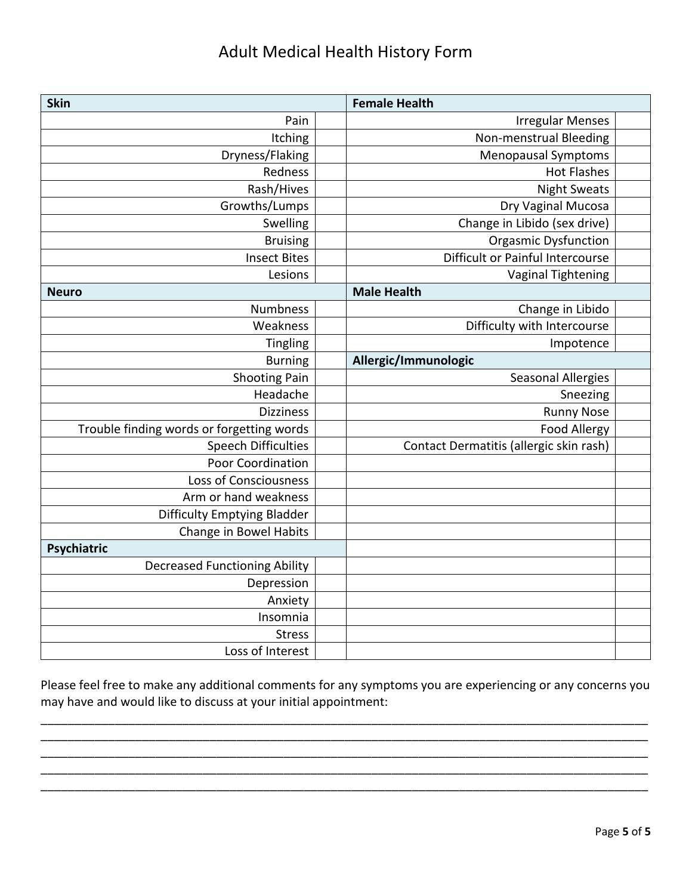# Adult Medical Health History Form

| | | | |
|---|---|---|---|
| **Skin** | | **Female Health** | |
| Pain | | Irregular Menses | |
| Itching | | Non-menstrual Bleeding | |
| Dryness/Flaking | | Menopausal Symptoms | |
| Redness | | Hot Flashes | |
| Rash/Hives | | Night Sweats | |
| Growths/Lumps | | Dry Vaginal Mucosa | |
| Swelling | | Change in Libido (sex drive) | |
| Bruising | | Orgasmic Dysfunction | |
| Insect Bites | | Difficult or Painful Intercourse | |
| Lesions | | Vaginal Tightening | |
| **Neuro** | | **Male Health** | |
| Numbness | | Change in Libido | |
| Weakness | | Difficulty with Intercourse | |
| Tingling | | Impotence | |
| Burning | | **Allergic/Immunologic** | |
| Shooting Pain | | Seasonal Allergies | |
| Headache | | Sneezing | |
| Dizziness | | Runny Nose | |
| Trouble finding words or forgetting words | | Food Allergy | |
| Speech Difficulties | | Contact Dermatitis (allergic skin rash) | |
| Poor Coordination | | | |
| Loss of Consciousness | | | |
| Arm or hand weakness | | | |
| Difficulty Emptying Bladder | | | |
| Change in Bowel Habits | | | |
| **Psychiatric** | | | |
| Decreased Functioning Ability | | | |
| Depression | | | |
| Anxiety | | | |
| Insomnia | | | |
| Stress | | | |
| Loss of Interest | | | |

Please feel free to make any additional comments for any symptoms you are experiencing or any concerns you may have and would like to discuss at your initial appointment:

_____________________________________________________________________________________________
_____________________________________________________________________________________________
_____________________________________________________________________________________________
_____________________________________________________________________________________________
_____________________________________________________________________________________________